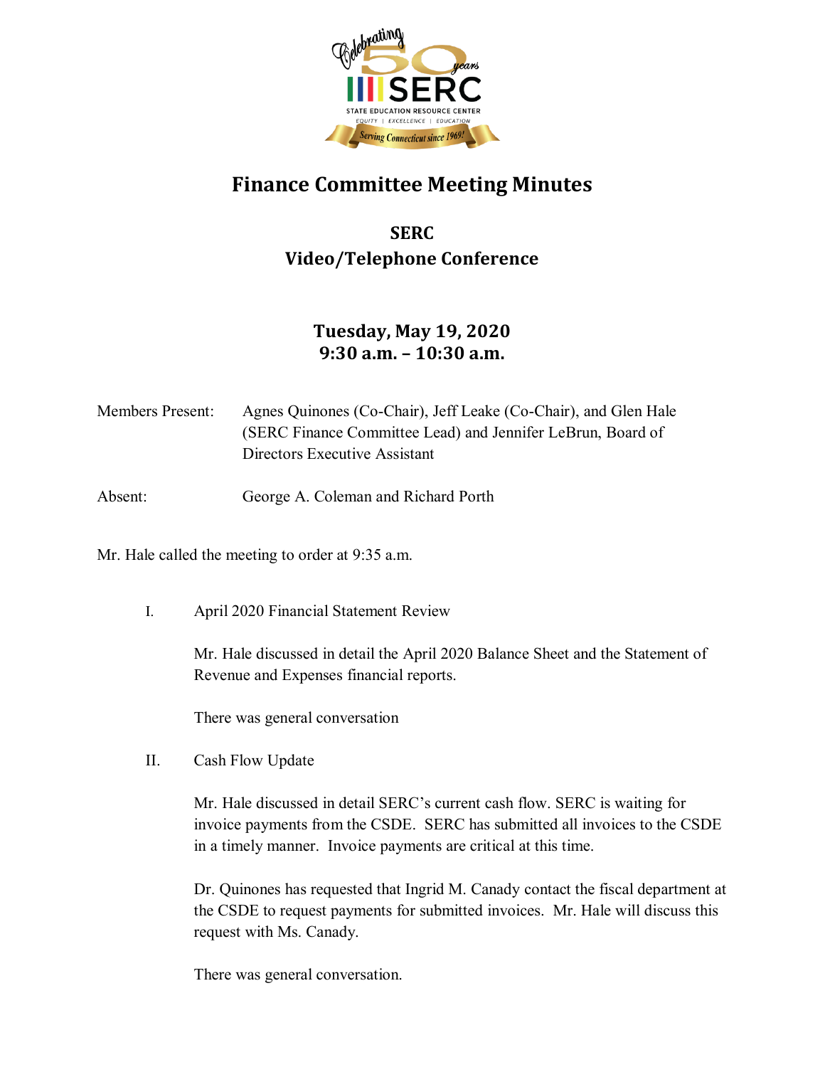# Finance Committee Meeting Minutes

## SERC
## Video/Telephone Conference

### Tuesday, May 19, 2020
### 9:30 a.m. – 10:30 a.m.

Members Present: Agnes Quinones (Co-Chair), Jeff Leake (Co-Chair), and Glen Hale (SERC Finance Committee Lead) and Jennifer LeBrun, Board of Directors Executive Assistant

Absent: George A. Coleman and Richard Porth

Mr. Hale called the meeting to order at 9:35 a.m.

I. April 2020 Financial Statement Review

Mr. Hale discussed in detail the April 2020 Balance Sheet and the Statement of Revenue and Expenses financial reports.

There was general conversation

II. Cash Flow Update

Mr. Hale discussed in detail SERC's current cash flow. SERC is waiting for invoice payments from the CSDE. SERC has submitted all invoices to the CSDE in a timely manner. Invoice payments are critical at this time.

Dr. Quinones has requested that Ingrid M. Canady contact the fiscal department at the CSDE to request payments for submitted invoices. Mr. Hale will discuss this request with Ms. Canady.

There was general conversation.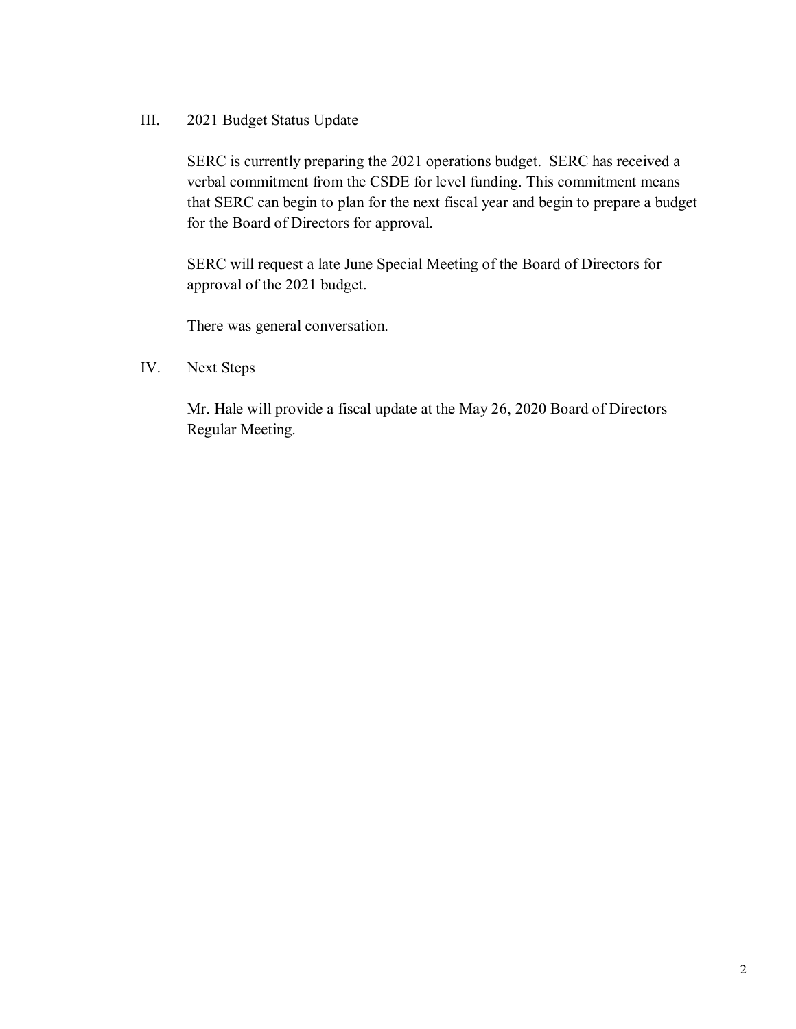III. 2021 Budget Status Update

SERC is currently preparing the 2021 operations budget. SERC has received a verbal commitment from the CSDE for level funding. This commitment means that SERC can begin to plan for the next fiscal year and begin to prepare a budget for the Board of Directors for approval.

SERC will request a late June Special Meeting of the Board of Directors for approval of the 2021 budget.

There was general conversation.

IV. Next Steps

Mr. Hale will provide a fiscal update at the May 26, 2020 Board of Directors Regular Meeting.